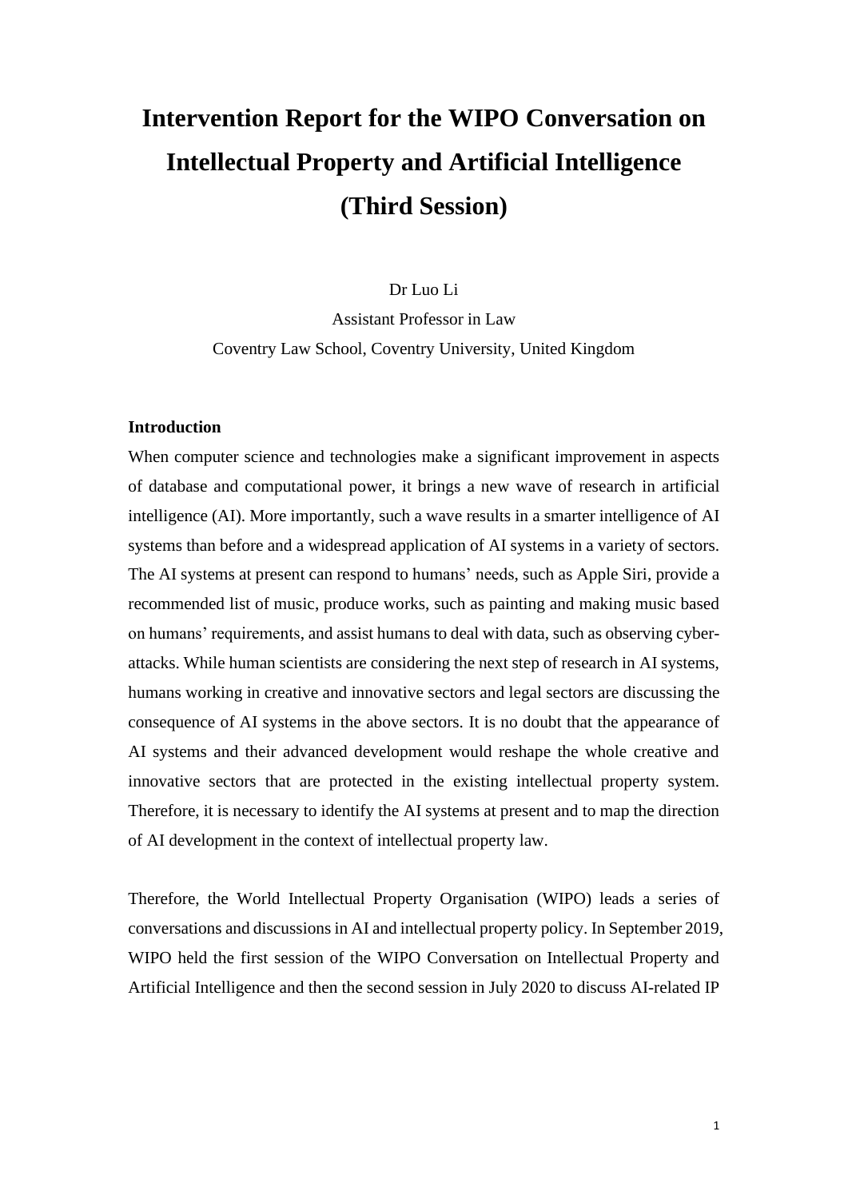# Intervention Report for the WIPO Conversation on Intellectual Property and Artificial Intelligence (Third Session)

Dr Luo Li

Assistant Professor in Law

Coventry Law School, Coventry University, United Kingdom

**Introduction**

When computer science and technologies make a significant improvement in aspects of database and computational power, it brings a new wave of research in artificial intelligence (AI). More importantly, such a wave results in a smarter intelligence of AI systems than before and a widespread application of AI systems in a variety of sectors. The AI systems at present can respond to humans' needs, such as Apple Siri, provide a recommended list of music, produce works, such as painting and making music based on humans' requirements, and assist humans to deal with data, such as observing cyber-attacks. While human scientists are considering the next step of research in AI systems, humans working in creative and innovative sectors and legal sectors are discussing the consequence of AI systems in the above sectors. It is no doubt that the appearance of AI systems and their advanced development would reshape the whole creative and innovative sectors that are protected in the existing intellectual property system. Therefore, it is necessary to identify the AI systems at present and to map the direction of AI development in the context of intellectual property law.

Therefore, the World Intellectual Property Organisation (WIPO) leads a series of conversations and discussions in AI and intellectual property policy. In September 2019, WIPO held the first session of the WIPO Conversation on Intellectual Property and Artificial Intelligence and then the second session in July 2020 to discuss AI-related IP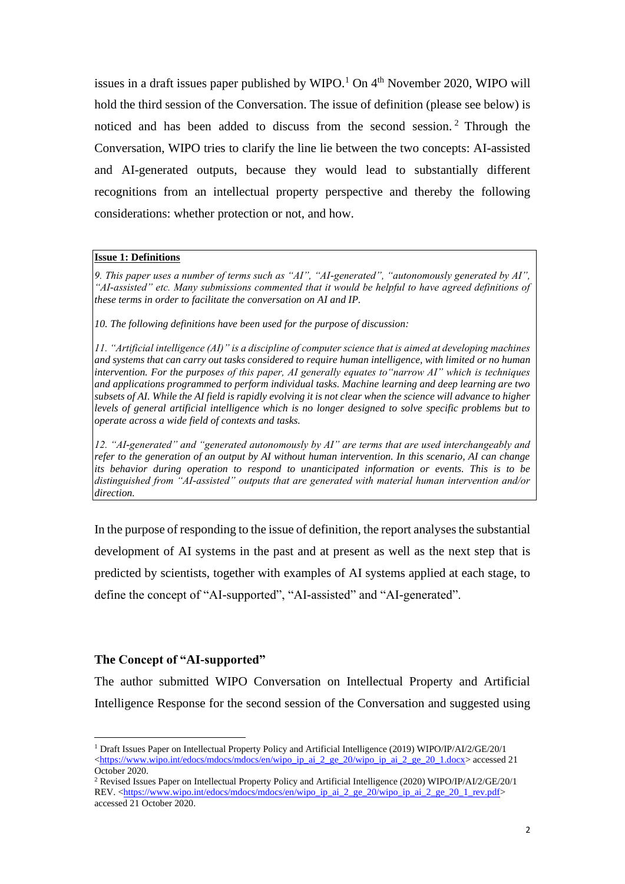issues in a draft issues paper published by WIPO.[1] On 4th November 2020, WIPO will hold the third session of the Conversation. The issue of definition (please see below) is noticed and has been added to discuss from the second session.[2] Through the Conversation, WIPO tries to clarify the line lie between the two concepts: AI-assisted and AI-generated outputs, because they would lead to substantially different recognitions from an intellectual property perspective and thereby the following considerations: whether protection or not, and how.

> **Issue 1: Definitions**
>
> *9. This paper uses a number of terms such as "AI", "AI-generated", "autonomously generated by AI", "AI-assisted" etc. Many submissions commented that it would be helpful to have agreed definitions of these terms in order to facilitate the conversation on AI and IP.*
>
> *10. The following definitions have been used for the purpose of discussion:*
>
> *11. "Artificial intelligence (AI)" is a discipline of computer science that is aimed at developing machines and systems that can carry out tasks considered to require human intelligence, with limited or no human intervention. For the purposes of this paper, AI generally equates to "narrow AI" which is techniques and applications programmed to perform individual tasks. Machine learning and deep learning are two subsets of AI. While the AI field is rapidly evolving it is not clear when the science will advance to higher levels of general artificial intelligence which is no longer designed to solve specific problems but to operate across a wide field of contexts and tasks.*
>
> *12. "AI-generated" and "generated autonomously by AI" are terms that are used interchangeably and refer to the generation of an output by AI without human intervention. In this scenario, AI can change its behavior during operation to respond to unanticipated information or events. This is to be distinguished from "AI-assisted" outputs that are generated with material human intervention and/or direction.*

In the purpose of responding to the issue of definition, the report analyses the substantial development of AI systems in the past and at present as well as the next step that is predicted by scientists, together with examples of AI systems applied at each stage, to define the concept of "AI-supported", "AI-assisted" and "AI-generated".

## The Concept of "AI-supported"

The author submitted WIPO Conversation on Intellectual Property and Artificial Intelligence Response for the second session of the Conversation and suggested using

[1] Draft Issues Paper on Intellectual Property Policy and Artificial Intelligence (2019) WIPO/IP/AI/2/GE/20/1 <https://www.wipo.int/edocs/mdocs/mdocs/en/wipo_ip_ai_2_ge_20/wipo_ip_ai_2_ge_20_1.docx> accessed 21 October 2020.

[2] Revised Issues Paper on Intellectual Property Policy and Artificial Intelligence (2020) WIPO/IP/AI/2/GE/20/1 REV. <https://www.wipo.int/edocs/mdocs/mdocs/en/wipo_ip_ai_2_ge_20/wipo_ip_ai_2_ge_20_1_rev.pdf> accessed 21 October 2020.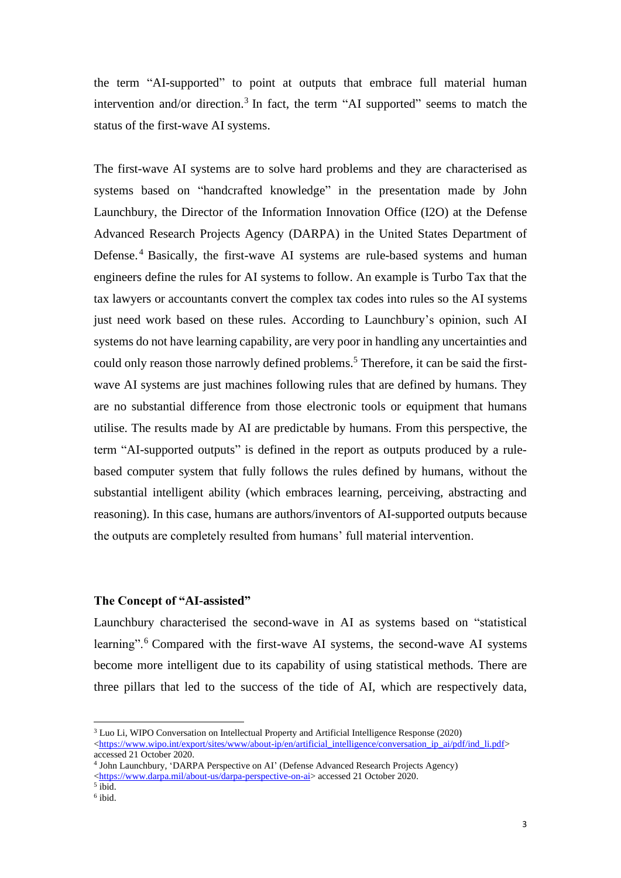the term "AI-supported" to point at outputs that embrace full material human intervention and/or direction.[3] In fact, the term "AI supported" seems to match the status of the first-wave AI systems.

The first-wave AI systems are to solve hard problems and they are characterised as systems based on "handcrafted knowledge" in the presentation made by John Launchbury, the Director of the Information Innovation Office (I2O) at the Defense Advanced Research Projects Agency (DARPA) in the United States Department of Defense.[4] Basically, the first-wave AI systems are rule-based systems and human engineers define the rules for AI systems to follow. An example is Turbo Tax that the tax lawyers or accountants convert the complex tax codes into rules so the AI systems just need work based on these rules. According to Launchbury's opinion, such AI systems do not have learning capability, are very poor in handling any uncertainties and could only reason those narrowly defined problems.[5] Therefore, it can be said the first-wave AI systems are just machines following rules that are defined by humans. They are no substantial difference from those electronic tools or equipment that humans utilise. The results made by AI are predictable by humans. From this perspective, the term "AI-supported outputs" is defined in the report as outputs produced by a rule-based computer system that fully follows the rules defined by humans, without the substantial intelligent ability (which embraces learning, perceiving, abstracting and reasoning). In this case, humans are authors/inventors of AI-supported outputs because the outputs are completely resulted from humans' full material intervention.

**The Concept of "AI-assisted"**

Launchbury characterised the second-wave in AI as systems based on "statistical learning".[6] Compared with the first-wave AI systems, the second-wave AI systems become more intelligent due to its capability of using statistical methods. There are three pillars that led to the success of the tide of AI, which are respectively data,

---

[3] Luo Li, WIPO Conversation on Intellectual Property and Artificial Intelligence Response (2020) <https://www.wipo.int/export/sites/www/about-ip/en/artificial_intelligence/conversation_ip_ai/pdf/ind_li.pdf> accessed 21 October 2020.

[4] John Launchbury, 'DARPA Perspective on AI' (Defense Advanced Research Projects Agency) <https://www.darpa.mil/about-us/darpa-perspective-on-ai> accessed 21 October 2020.

[5] ibid.

[6] ibid.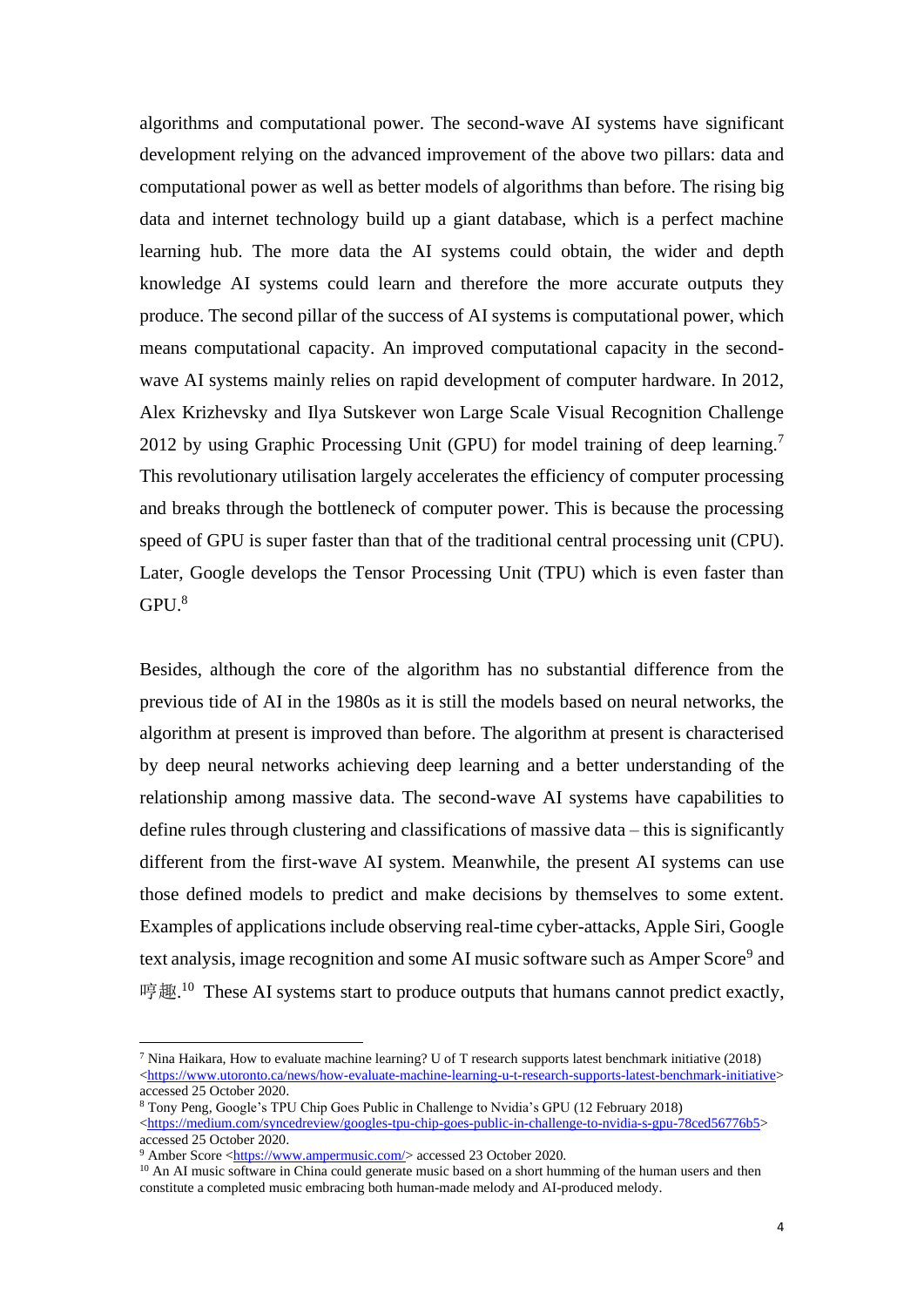algorithms and computational power. The second-wave AI systems have significant development relying on the advanced improvement of the above two pillars: data and computational power as well as better models of algorithms than before. The rising big data and internet technology build up a giant database, which is a perfect machine learning hub. The more data the AI systems could obtain, the wider and depth knowledge AI systems could learn and therefore the more accurate outputs they produce. The second pillar of the success of AI systems is computational power, which means computational capacity. An improved computational capacity in the second-wave AI systems mainly relies on rapid development of computer hardware. In 2012, Alex Krizhevsky and Ilya Sutskever won Large Scale Visual Recognition Challenge 2012 by using Graphic Processing Unit (GPU) for model training of deep learning.[7] This revolutionary utilisation largely accelerates the efficiency of computer processing and breaks through the bottleneck of computer power. This is because the processing speed of GPU is super faster than that of the traditional central processing unit (CPU). Later, Google develops the Tensor Processing Unit (TPU) which is even faster than GPU.[8]

Besides, although the core of the algorithm has no substantial difference from the previous tide of AI in the 1980s as it is still the models based on neural networks, the algorithm at present is improved than before. The algorithm at present is characterised by deep neural networks achieving deep learning and a better understanding of the relationship among massive data. The second-wave AI systems have capabilities to define rules through clustering and classifications of massive data – this is significantly different from the first-wave AI system. Meanwhile, the present AI systems can use those defined models to predict and make decisions by themselves to some extent. Examples of applications include observing real-time cyber-attacks, Apple Siri, Google text analysis, image recognition and some AI music software such as Amper Score[9] and 哼趣.[10] These AI systems start to produce outputs that humans cannot predict exactly,

---

[7] Nina Haikara, How to evaluate machine learning? U of T research supports latest benchmark initiative (2018) <https://www.utoronto.ca/news/how-evaluate-machine-learning-u-t-research-supports-latest-benchmark-initiative> accessed 25 October 2020.

[8] Tony Peng, Google's TPU Chip Goes Public in Challenge to Nvidia's GPU (12 February 2018) <https://medium.com/syncedreview/googles-tpu-chip-goes-public-in-challenge-to-nvidia-s-gpu-78ced56776b5> accessed 25 October 2020.

[9] Amber Score <https://www.ampermusic.com/> accessed 23 October 2020.

[10] An AI music software in China could generate music based on a short humming of the human users and then constitute a completed music embracing both human-made melody and AI-produced melody.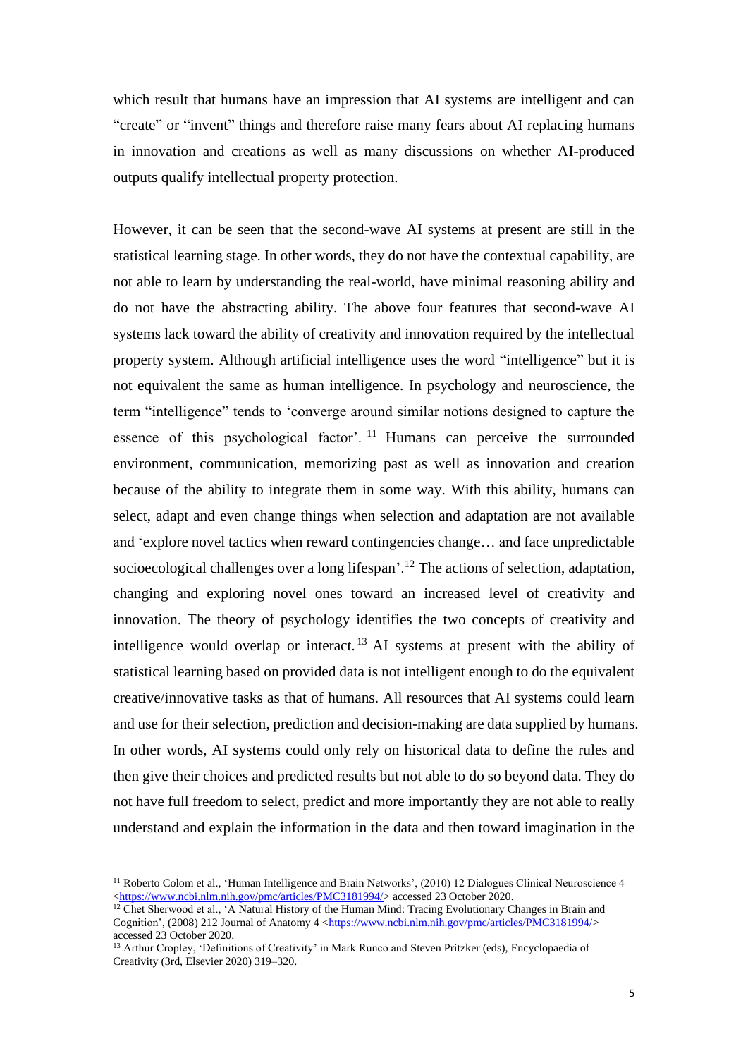which result that humans have an impression that AI systems are intelligent and can "create" or "invent" things and therefore raise many fears about AI replacing humans in innovation and creations as well as many discussions on whether AI-produced outputs qualify intellectual property protection.

However, it can be seen that the second-wave AI systems at present are still in the statistical learning stage. In other words, they do not have the contextual capability, are not able to learn by understanding the real-world, have minimal reasoning ability and do not have the abstracting ability. The above four features that second-wave AI systems lack toward the ability of creativity and innovation required by the intellectual property system. Although artificial intelligence uses the word "intelligence" but it is not equivalent the same as human intelligence. In psychology and neuroscience, the term "intelligence" tends to 'converge around similar notions designed to capture the essence of this psychological factor'.[11] Humans can perceive the surrounded environment, communication, memorizing past as well as innovation and creation because of the ability to integrate them in some way. With this ability, humans can select, adapt and even change things when selection and adaptation are not available and 'explore novel tactics when reward contingencies change… and face unpredictable socioecological challenges over a long lifespan'.[12] The actions of selection, adaptation, changing and exploring novel ones toward an increased level of creativity and innovation. The theory of psychology identifies the two concepts of creativity and intelligence would overlap or interact.[13] AI systems at present with the ability of statistical learning based on provided data is not intelligent enough to do the equivalent creative/innovative tasks as that of humans. All resources that AI systems could learn and use for their selection, prediction and decision-making are data supplied by humans. In other words, AI systems could only rely on historical data to define the rules and then give their choices and predicted results but not able to do so beyond data. They do not have full freedom to select, predict and more importantly they are not able to really understand and explain the information in the data and then toward imagination in the

---

[11] Roberto Colom et al., 'Human Intelligence and Brain Networks', (2010) 12 Dialogues Clinical Neuroscience 4 <https://www.ncbi.nlm.nih.gov/pmc/articles/PMC3181994/> accessed 23 October 2020.

[12] Chet Sherwood et al., 'A Natural History of the Human Mind: Tracing Evolutionary Changes in Brain and Cognition', (2008) 212 Journal of Anatomy 4 <https://www.ncbi.nlm.nih.gov/pmc/articles/PMC3181994/> accessed 23 October 2020.

[13] Arthur Cropley, 'Definitions of Creativity' in Mark Runco and Steven Pritzker (eds), Encyclopaedia of Creativity (3rd, Elsevier 2020) 319–320.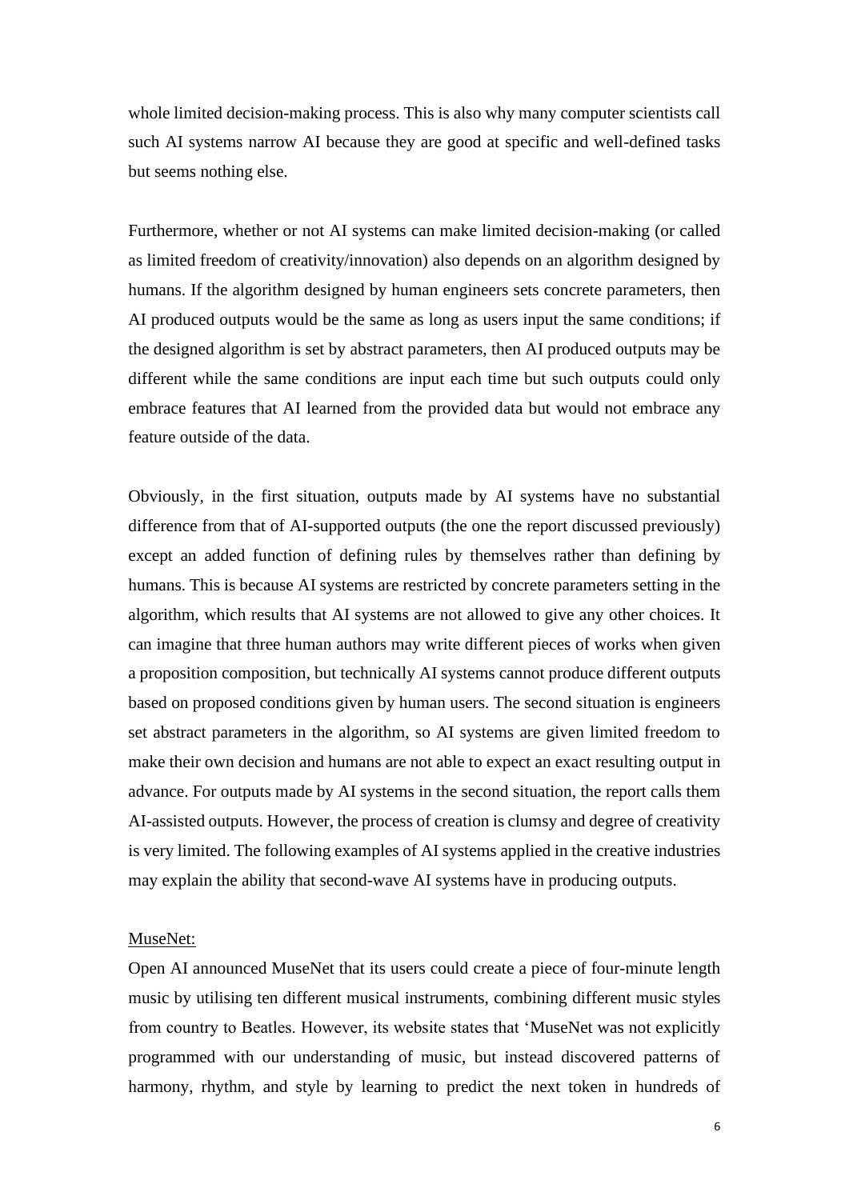whole limited decision-making process. This is also why many computer scientists call such AI systems narrow AI because they are good at specific and well-defined tasks but seems nothing else.

Furthermore, whether or not AI systems can make limited decision-making (or called as limited freedom of creativity/innovation) also depends on an algorithm designed by humans. If the algorithm designed by human engineers sets concrete parameters, then AI produced outputs would be the same as long as users input the same conditions; if the designed algorithm is set by abstract parameters, then AI produced outputs may be different while the same conditions are input each time but such outputs could only embrace features that AI learned from the provided data but would not embrace any feature outside of the data.

Obviously, in the first situation, outputs made by AI systems have no substantial difference from that of AI-supported outputs (the one the report discussed previously) except an added function of defining rules by themselves rather than defining by humans. This is because AI systems are restricted by concrete parameters setting in the algorithm, which results that AI systems are not allowed to give any other choices. It can imagine that three human authors may write different pieces of works when given a proposition composition, but technically AI systems cannot produce different outputs based on proposed conditions given by human users. The second situation is engineers set abstract parameters in the algorithm, so AI systems are given limited freedom to make their own decision and humans are not able to expect an exact resulting output in advance. For outputs made by AI systems in the second situation, the report calls them AI-assisted outputs. However, the process of creation is clumsy and degree of creativity is very limited. The following examples of AI systems applied in the creative industries may explain the ability that second-wave AI systems have in producing outputs.

<u>MuseNet:</u>

Open AI announced MuseNet that its users could create a piece of four-minute length music by utilising ten different musical instruments, combining different music styles from country to Beatles. However, its website states that 'MuseNet was not explicitly programmed with our understanding of music, but instead discovered patterns of harmony, rhythm, and style by learning to predict the next token in hundreds of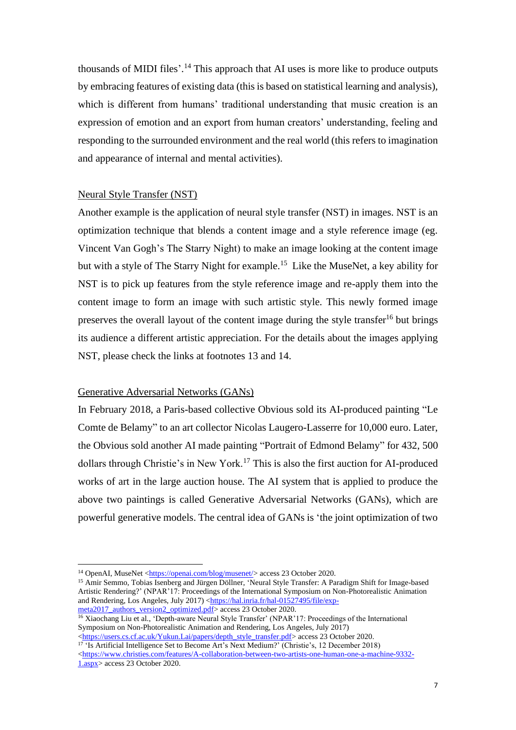thousands of MIDI files'.[14] This approach that AI uses is more like to produce outputs by embracing features of existing data (this is based on statistical learning and analysis), which is different from humans' traditional understanding that music creation is an expression of emotion and an export from human creators' understanding, feeling and responding to the surrounded environment and the real world (this refers to imagination and appearance of internal and mental activities).

Neural Style Transfer (NST)

Another example is the application of neural style transfer (NST) in images. NST is an optimization technique that blends a content image and a style reference image (eg. Vincent Van Gogh's The Starry Night) to make an image looking at the content image but with a style of The Starry Night for example.[15] Like the MuseNet, a key ability for NST is to pick up features from the style reference image and re-apply them into the content image to form an image with such artistic style. This newly formed image preserves the overall layout of the content image during the style transfer[16] but brings its audience a different artistic appreciation. For the details about the images applying NST, please check the links at footnotes 13 and 14.

Generative Adversarial Networks (GANs)

In February 2018, a Paris-based collective Obvious sold its AI-produced painting "Le Comte de Belamy" to an art collector Nicolas Laugero-Lasserre for 10,000 euro. Later, the Obvious sold another AI made painting "Portrait of Edmond Belamy" for 432, 500 dollars through Christie's in New York.[17] This is also the first auction for AI-produced works of art in the large auction house. The AI system that is applied to produce the above two paintings is called Generative Adversarial Networks (GANs), which are powerful generative models. The central idea of GANs is 'the joint optimization of two

---

[14] OpenAI, MuseNet <https://openai.com/blog/musenet/> access 23 October 2020.

[15] Amir Semmo, Tobias Isenberg and Jürgen Döllner, 'Neural Style Transfer: A Paradigm Shift for Image-based Artistic Rendering?' (NPAR'17: Proceedings of the International Symposium on Non-Photorealistic Animation and Rendering, Los Angeles, July 2017) <https://hal.inria.fr/hal-01527495/file/exp-meta2017_authors_version2_optimized.pdf> access 23 October 2020.

[16] Xiaochang Liu et al., 'Depth-aware Neural Style Transfer' (NPAR'17: Proceedings of the International Symposium on Non-Photorealistic Animation and Rendering, Los Angeles, July 2017) <https://users.cs.cf.ac.uk/Yukun.Lai/papers/depth_style_transfer.pdf> access 23 October 2020.

[17] 'Is Artificial Intelligence Set to Become Art's Next Medium?' (Christie's, 12 December 2018) <https://www.christies.com/features/A-collaboration-between-two-artists-one-human-one-a-machine-9332-1.aspx> access 23 October 2020.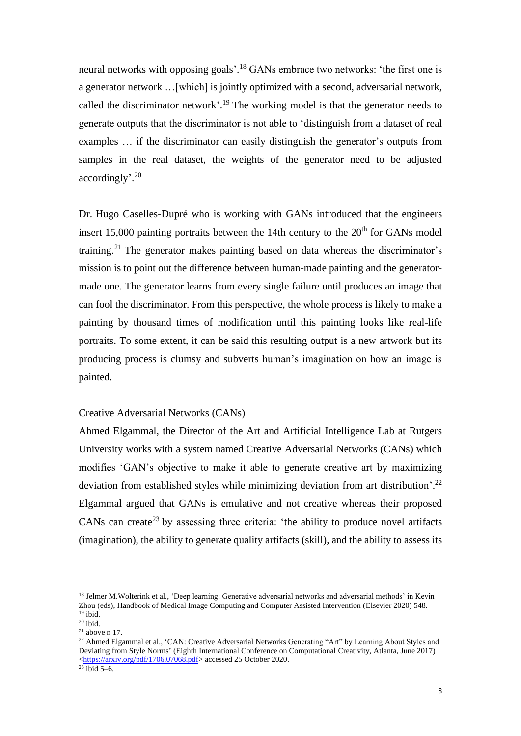neural networks with opposing goals'.[18] GANs embrace two networks: 'the first one is a generator network …[which] is jointly optimized with a second, adversarial network, called the discriminator network'.[19] The working model is that the generator needs to generate outputs that the discriminator is not able to 'distinguish from a dataset of real examples … if the discriminator can easily distinguish the generator's outputs from samples in the real dataset, the weights of the generator need to be adjusted accordingly'.[20]

Dr. Hugo Caselles-Dupré who is working with GANs introduced that the engineers insert 15,000 painting portraits between the 14th century to the 20th for GANs model training.[21] The generator makes painting based on data whereas the discriminator's mission is to point out the difference between human-made painting and the generator-made one. The generator learns from every single failure until produces an image that can fool the discriminator. From this perspective, the whole process is likely to make a painting by thousand times of modification until this painting looks like real-life portraits. To some extent, it can be said this resulting output is a new artwork but its producing process is clumsy and subverts human's imagination on how an image is painted.

<u>Creative Adversarial Networks (CANs)</u>

Ahmed Elgammal, the Director of the Art and Artificial Intelligence Lab at Rutgers University works with a system named Creative Adversarial Networks (CANs) which modifies 'GAN's objective to make it able to generate creative art by maximizing deviation from established styles while minimizing deviation from art distribution'.[22] Elgammal argued that GANs is emulative and not creative whereas their proposed CANs can create[23] by assessing three criteria: 'the ability to produce novel artifacts (imagination), the ability to generate quality artifacts (skill), and the ability to assess its

---

[18] Jelmer M.Wolterink et al., 'Deep learning: Generative adversarial networks and adversarial methods' in Kevin Zhou (eds), Handbook of Medical Image Computing and Computer Assisted Intervention (Elsevier 2020) 548.

[19] ibid.

[20] ibid.

[21] above n 17.

[22] Ahmed Elgammal et al., 'CAN: Creative Adversarial Networks Generating "Art" by Learning About Styles and Deviating from Style Norms' (Eighth International Conference on Computational Creativity, Atlanta, June 2017) <https://arxiv.org/pdf/1706.07068.pdf> accessed 25 October 2020.

[23] ibid 5–6.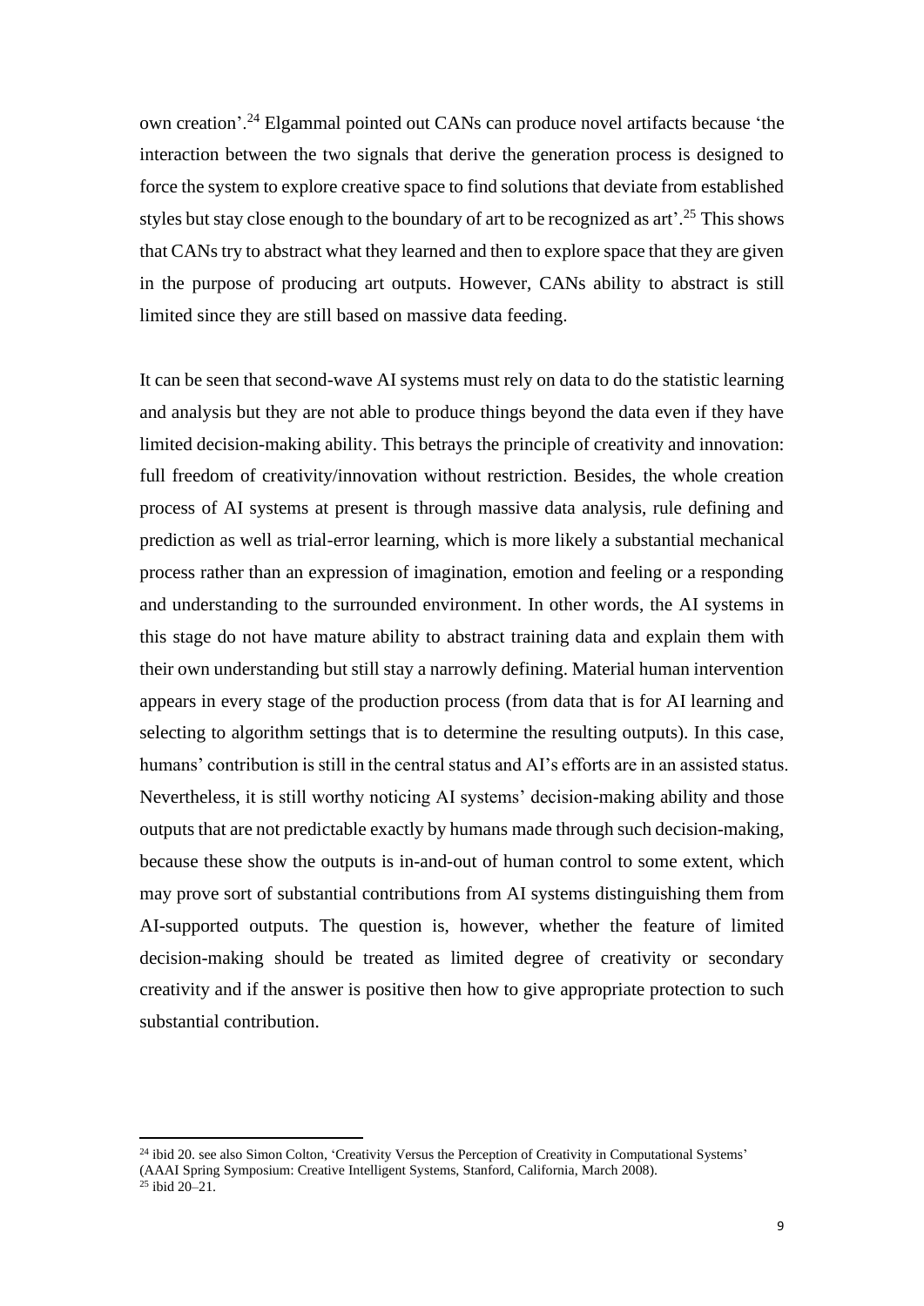own creation'.[24] Elgammal pointed out CANs can produce novel artifacts because 'the interaction between the two signals that derive the generation process is designed to force the system to explore creative space to find solutions that deviate from established styles but stay close enough to the boundary of art to be recognized as art'.[25] This shows that CANs try to abstract what they learned and then to explore space that they are given in the purpose of producing art outputs. However, CANs ability to abstract is still limited since they are still based on massive data feeding.

It can be seen that second-wave AI systems must rely on data to do the statistic learning and analysis but they are not able to produce things beyond the data even if they have limited decision-making ability. This betrays the principle of creativity and innovation: full freedom of creativity/innovation without restriction. Besides, the whole creation process of AI systems at present is through massive data analysis, rule defining and prediction as well as trial-error learning, which is more likely a substantial mechanical process rather than an expression of imagination, emotion and feeling or a responding and understanding to the surrounded environment. In other words, the AI systems in this stage do not have mature ability to abstract training data and explain them with their own understanding but still stay a narrowly defining. Material human intervention appears in every stage of the production process (from data that is for AI learning and selecting to algorithm settings that is to determine the resulting outputs). In this case, humans' contribution is still in the central status and AI's efforts are in an assisted status. Nevertheless, it is still worthy noticing AI systems' decision-making ability and those outputs that are not predictable exactly by humans made through such decision-making, because these show the outputs is in-and-out of human control to some extent, which may prove sort of substantial contributions from AI systems distinguishing them from AI-supported outputs. The question is, however, whether the feature of limited decision-making should be treated as limited degree of creativity or secondary creativity and if the answer is positive then how to give appropriate protection to such substantial contribution.

[24] ibid 20. see also Simon Colton, 'Creativity Versus the Perception of Creativity in Computational Systems' (AAAI Spring Symposium: Creative Intelligent Systems, Stanford, California, March 2008).

[25] ibid 20–21.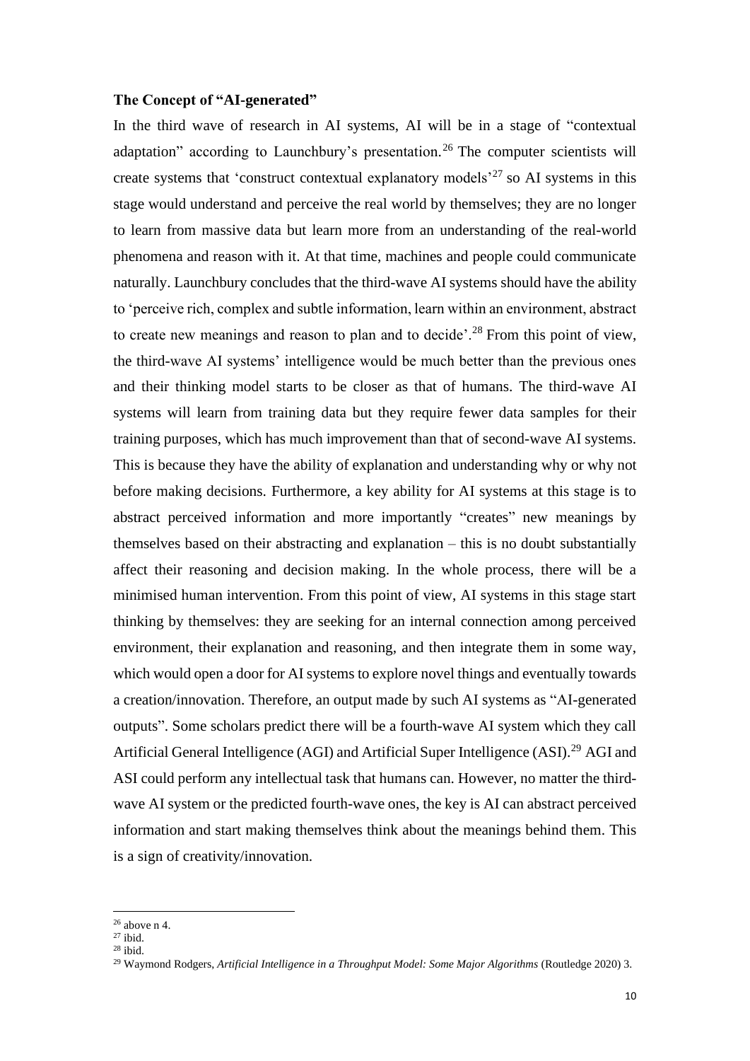**The Concept of "AI-generated"**

In the third wave of research in AI systems, AI will be in a stage of "contextual adaptation" according to Launchbury's presentation.[26] The computer scientists will create systems that 'construct contextual explanatory models'[27] so AI systems in this stage would understand and perceive the real world by themselves; they are no longer to learn from massive data but learn more from an understanding of the real-world phenomena and reason with it. At that time, machines and people could communicate naturally. Launchbury concludes that the third-wave AI systems should have the ability to 'perceive rich, complex and subtle information, learn within an environment, abstract to create new meanings and reason to plan and to decide'.[28] From this point of view, the third-wave AI systems' intelligence would be much better than the previous ones and their thinking model starts to be closer as that of humans. The third-wave AI systems will learn from training data but they require fewer data samples for their training purposes, which has much improvement than that of second-wave AI systems. This is because they have the ability of explanation and understanding why or why not before making decisions. Furthermore, a key ability for AI systems at this stage is to abstract perceived information and more importantly "creates" new meanings by themselves based on their abstracting and explanation – this is no doubt substantially affect their reasoning and decision making. In the whole process, there will be a minimised human intervention. From this point of view, AI systems in this stage start thinking by themselves: they are seeking for an internal connection among perceived environment, their explanation and reasoning, and then integrate them in some way, which would open a door for AI systems to explore novel things and eventually towards a creation/innovation. Therefore, an output made by such AI systems as "AI-generated outputs". Some scholars predict there will be a fourth-wave AI system which they call Artificial General Intelligence (AGI) and Artificial Super Intelligence (ASI).[29] AGI and ASI could perform any intellectual task that humans can. However, no matter the third-wave AI system or the predicted fourth-wave ones, the key is AI can abstract perceived information and start making themselves think about the meanings behind them. This is a sign of creativity/innovation.

---

[26] above n 4.

[27] ibid.

[28] ibid.

[29] Waymond Rodgers, *Artificial Intelligence in a Throughput Model: Some Major Algorithms* (Routledge 2020) 3.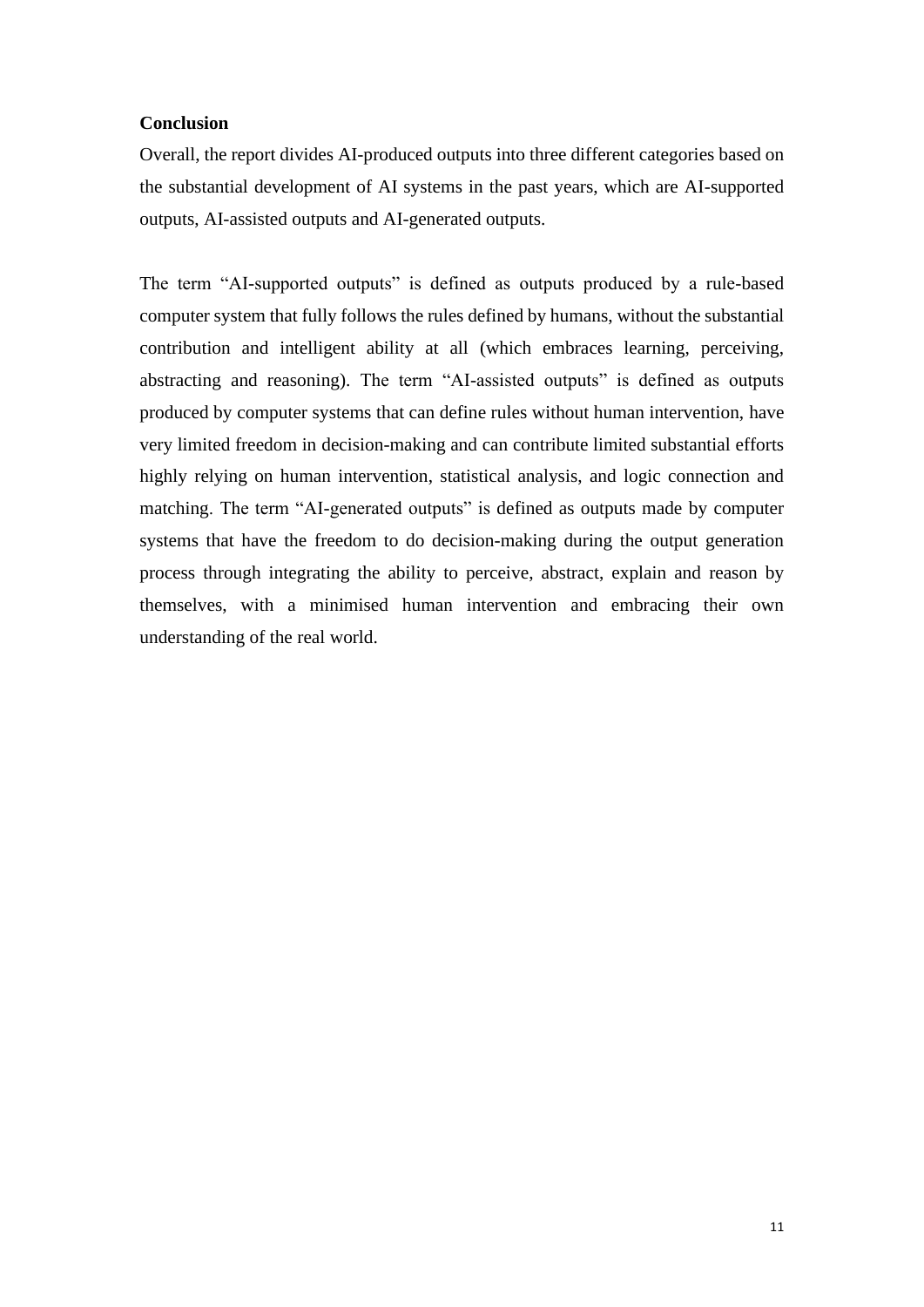## Conclusion

Overall, the report divides AI-produced outputs into three different categories based on the substantial development of AI systems in the past years, which are AI-supported outputs, AI-assisted outputs and AI-generated outputs.

The term "AI-supported outputs" is defined as outputs produced by a rule-based computer system that fully follows the rules defined by humans, without the substantial contribution and intelligent ability at all (which embraces learning, perceiving, abstracting and reasoning). The term "AI-assisted outputs" is defined as outputs produced by computer systems that can define rules without human intervention, have very limited freedom in decision-making and can contribute limited substantial efforts highly relying on human intervention, statistical analysis, and logic connection and matching. The term "AI-generated outputs" is defined as outputs made by computer systems that have the freedom to do decision-making during the output generation process through integrating the ability to perceive, abstract, explain and reason by themselves, with a minimised human intervention and embracing their own understanding of the real world.